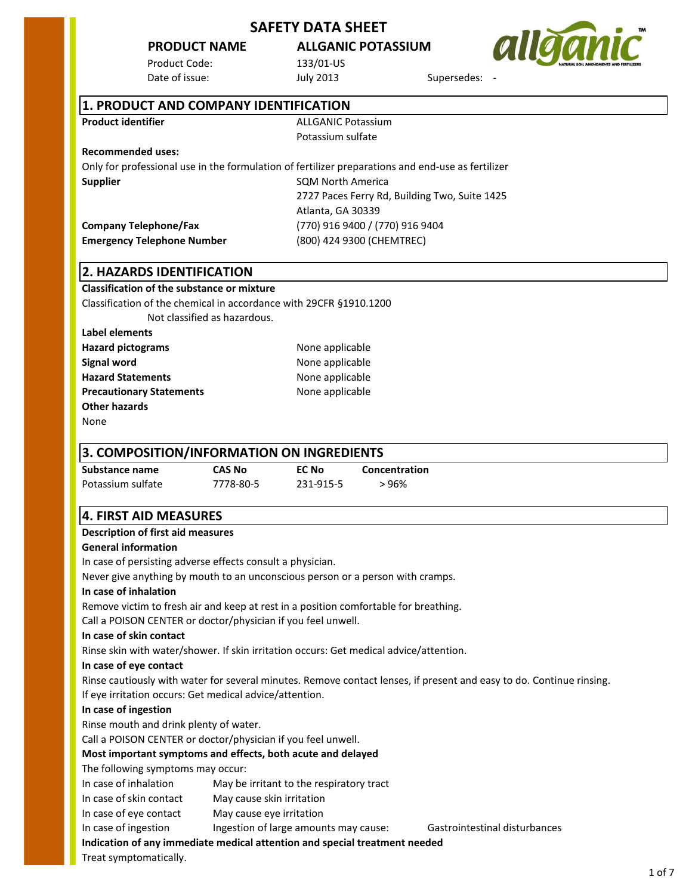# SAFETY DATA SHEET

**PRODUCT NAME** **ALLGANIC POTASSIUM**

Product Code: 133/01-US

Date of issue: July 2013 Supersedes: -

## 1. PRODUCT AND COMPANY IDENTIFICATION

**Product identifier** ALLGANIC Potassium
Potassium sulfate

**Recommended uses:**

Only for professional use in the formulation of fertilizer preparations and end-use as fertilizer

**Supplier** SQM North America
2727 Paces Ferry Rd, Building Two, Suite 1425
Atlanta, GA 30339

**Company Telephone/Fax** (770) 916 9400 / (770) 916 9404

**Emergency Telephone Number** (800) 424 9300 (CHEMTREC)

## 2. HAZARDS IDENTIFICATION

**Classification of the substance or mixture**

Classification of the chemical in accordance with 29CFR §1910.1200

Not classified as hazardous.

**Label elements**

**Hazard pictograms** None applicable

**Signal word** None applicable

**Hazard Statements** None applicable

**Precautionary Statements** None applicable

**Other hazards**

None

## 3. COMPOSITION/INFORMATION ON INGREDIENTS

| Substance name | CAS No | EC No | Concentration |
| --- | --- | --- | --- |
| Potassium sulfate | 7778-80-5 | 231-915-5 | > 96% |

## 4. FIRST AID MEASURES

**Description of first aid measures**

**General information**

In case of persisting adverse effects consult a physician.

Never give anything by mouth to an unconscious person or a person with cramps.

**In case of inhalation**

Remove victim to fresh air and keep at rest in a position comfortable for breathing.

Call a POISON CENTER or doctor/physician if you feel unwell.

**In case of skin contact**

Rinse skin with water/shower. If skin irritation occurs: Get medical advice/attention.

**In case of eye contact**

Rinse cautiously with water for several minutes. Remove contact lenses, if present and easy to do. Continue rinsing.
If eye irritation occurs: Get medical advice/attention.

**In case of ingestion**

Rinse mouth and drink plenty of water.

Call a POISON CENTER or doctor/physician if you feel unwell.

**Most important symptoms and effects, both acute and delayed**

The following symptoms may occur:

| | | |
| --- | --- | --- |
| In case of inhalation | May be irritant to the respiratory tract | |
| In case of skin contact | May cause skin irritation | |
| In case of eye contact | May cause eye irritation | |
| In case of ingestion | Ingestion of large amounts may cause: | Gastrointestinal disturbances |

**Indication of any immediate medical attention and special treatment needed**

Treat symptomatically.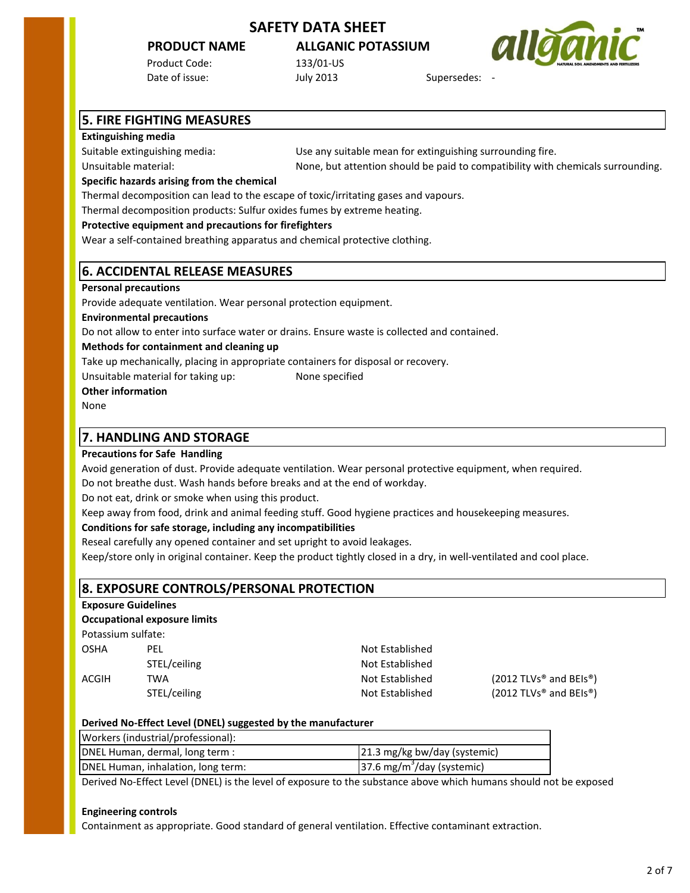# SAFETY DATA SHEET

**PRODUCT NAME** **ALLGANIC POTASSIUM**

Product Code: 133/01-US

Date of issue: July 2013 Supersedes: -

## 5. FIRE FIGHTING MEASURES

**Extinguishing media**

Suitable extinguishing media: Use any suitable mean for extinguishing surrounding fire.

Unsuitable material: None, but attention should be paid to compatibility with chemicals surrounding.

**Specific hazards arising from the chemical**

Thermal decomposition can lead to the escape of toxic/irritating gases and vapours.

Thermal decomposition products: Sulfur oxides fumes by extreme heating.

**Protective equipment and precautions for firefighters**

Wear a self-contained breathing apparatus and chemical protective clothing.

## 6. ACCIDENTAL RELEASE MEASURES

**Personal precautions**

Provide adequate ventilation. Wear personal protection equipment.

**Environmental precautions**

Do not allow to enter into surface water or drains. Ensure waste is collected and contained.

**Methods for containment and cleaning up**

Take up mechanically, placing in appropriate containers for disposal or recovery.

Unsuitable material for taking up: None specified

**Other information**

None

## 7. HANDLING AND STORAGE

**Precautions for Safe Handling**

Avoid generation of dust. Provide adequate ventilation. Wear personal protective equipment, when required.

Do not breathe dust. Wash hands before breaks and at the end of workday.

Do not eat, drink or smoke when using this product.

Keep away from food, drink and animal feeding stuff. Good hygiene practices and housekeeping measures.

**Conditions for safe storage, including any incompatibilities**

Reseal carefully any opened container and set upright to avoid leakages.

Keep/store only in original container. Keep the product tightly closed in a dry, in well-ventilated and cool place.

## 8. EXPOSURE CONTROLS/PERSONAL PROTECTION

**Exposure Guidelines**

**Occupational exposure limits**

Potassium sulfate:

| | | | |
|---|---|---|---|
| OSHA | PEL | Not Established | |
| | STEL/ceiling | Not Established | |
| ACGIH | TWA | Not Established | (2012 TLVs® and BEIs®) |
| | STEL/ceiling | Not Established | (2012 TLVs® and BEIs®) |

**Derived No-Effect Level (DNEL) suggested by the manufacturer**

| Workers (industrial/professional): | |
|---|---|
| DNEL Human, dermal, long term : | 21.3 mg/kg bw/day (systemic) |
| DNEL Human, inhalation, long term: | 37.6 mg/m$^3$/day (systemic) |

Derived No-Effect Level (DNEL) is the level of exposure to the substance above which humans should not be exposed

**Engineering controls**

Containment as appropriate. Good standard of general ventilation. Effective contaminant extraction.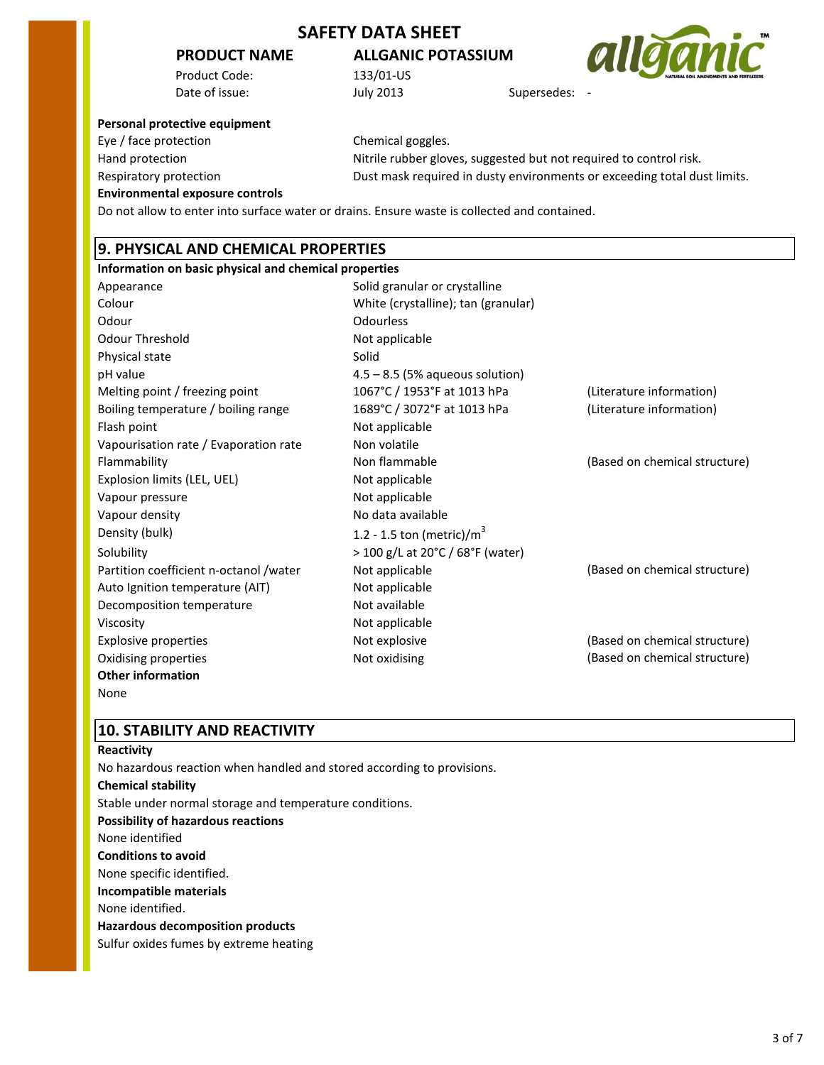**SAFETY DATA SHEET**

**PRODUCT NAME** **ALLGANIC POTASSIUM**

Product Code: 133/01-US

Date of issue: July 2013 Supersedes: -

**Personal protective equipment**

| | |
|---|---|
| Eye / face protection | Chemical goggles. |
| Hand protection | Nitrile rubber gloves, suggested but not required to control risk. |
| Respiratory protection | Dust mask required in dusty environments or exceeding total dust limits. |

**Environmental exposure controls**

Do not allow to enter into surface water or drains. Ensure waste is collected and contained.

## 9. PHYSICAL AND CHEMICAL PROPERTIES

**Information on basic physical and chemical properties**

| | | |
|---|---|---|
| Appearance | Solid granular or crystalline | |
| Colour | White (crystalline); tan (granular) | |
| Odour | Odourless | |
| Odour Threshold | Not applicable | |
| Physical state | Solid | |
| pH value | 4.5 – 8.5 (5% aqueous solution) | |
| Melting point / freezing point | 1067°C / 1953°F at 1013 hPa | (Literature information) |
| Boiling temperature / boiling range | 1689°C / 3072°F at 1013 hPa | (Literature information) |
| Flash point | Not applicable | |
| Vapourisation rate / Evaporation rate | Non volatile | |
| Flammability | Non flammable | (Based on chemical structure) |
| Explosion limits (LEL, UEL) | Not applicable | |
| Vapour pressure | Not applicable | |
| Vapour density | No data available | |
| Density (bulk) | 1.2 - 1.5 ton (metric)/$m^3$ | |
| Solubility | > 100 g/L at 20°C / 68°F (water) | |
| Partition coefficient n-octanol /water | Not applicable | (Based on chemical structure) |
| Auto Ignition temperature (AIT) | Not applicable | |
| Decomposition temperature | Not available | |
| Viscosity | Not applicable | |
| Explosive properties | Not explosive | (Based on chemical structure) |
| Oxidising properties | Not oxidising | (Based on chemical structure) |

**Other information**

None

## 10. STABILITY AND REACTIVITY

**Reactivity**

No hazardous reaction when handled and stored according to provisions.

**Chemical stability**

Stable under normal storage and temperature conditions.

**Possibility of hazardous reactions**

None identified

**Conditions to avoid**

None specific identified.

**Incompatible materials**

None identified.

**Hazardous decomposition products**

Sulfur oxides fumes by extreme heating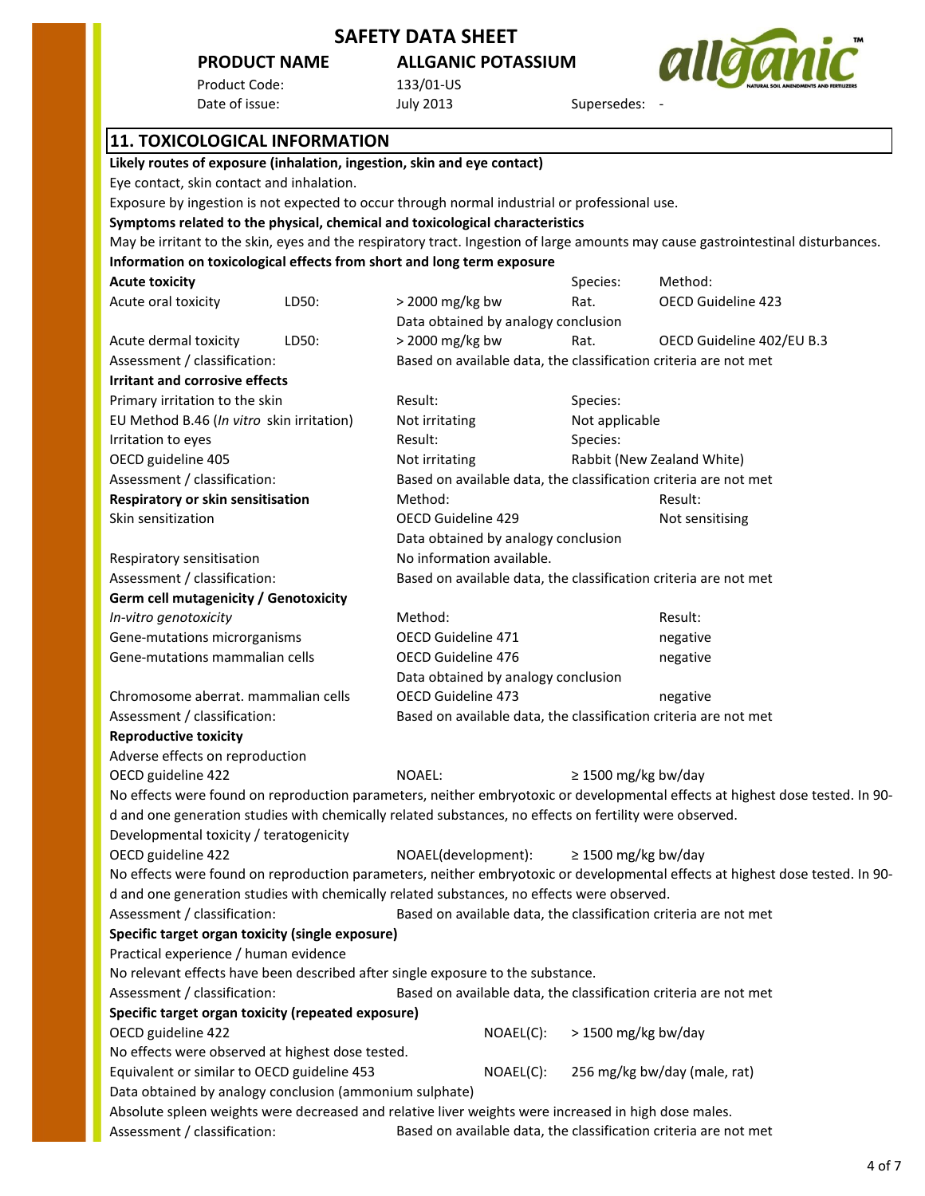# SAFETY DATA SHEET

**PRODUCT NAME** **ALLGANIC POTASSIUM**

Product Code: 133/01-US

Date of issue: July 2013 Supersedes: -

## 11. TOXICOLOGICAL INFORMATION

**Likely routes of exposure (inhalation, ingestion, skin and eye contact)**

Eye contact, skin contact and inhalation.

Exposure by ingestion is not expected to occur through normal industrial or professional use.

**Symptoms related to the physical, chemical and toxicological characteristics**

May be irritant to the skin, eyes and the respiratory tract. Ingestion of large amounts may cause gastrointestinal disturbances.

**Information on toxicological effects from short and long term exposure**

**Acute toxicity**

| | | | Species: | Method: |
|---|---|---|---|---|
| Acute oral toxicity | LD50: | > 2000 mg/kg bw | Rat. | OECD Guideline 423 |
| | | Data obtained by analogy conclusion | | |
| Acute dermal toxicity | LD50: | > 2000 mg/kg bw | Rat. | OECD Guideline 402/EU B.3 |

Assessment / classification: Based on available data, the classification criteria are not met

**Irritant and corrosive effects**

| | Result: | Species: |
|---|---|---|
| Primary irritation to the skin | | |
| EU Method B.46 (*In vitro* skin irritation) | Not irritating | Not applicable |
| Irritation to eyes | Result: | Species: |
| OECD guideline 405 | Not irritating | Rabbit (New Zealand White) |

Assessment / classification: Based on available data, the classification criteria are not met

| **Respiratory or skin sensitisation** | Method: | Result: |
|---|---|---|
| Skin sensitization | OECD Guideline 429 | Not sensitising |
| | Data obtained by analogy conclusion | |
| Respiratory sensitisation | No information available. | |

Assessment / classification: Based on available data, the classification criteria are not met

**Germ cell mutagenicity / Genotoxicity**

| *In-vitro genotoxicity* | Method: | Result: |
|---|---|---|
| Gene-mutations microrganisms | OECD Guideline 471 | negative |
| Gene-mutations mammalian cells | OECD Guideline 476 | negative |
| | Data obtained by analogy conclusion | |
| Chromosome aberrat. mammalian cells | OECD Guideline 473 | negative |

Assessment / classification: Based on available data, the classification criteria are not met

**Reproductive toxicity**

Adverse effects on reproduction

OECD guideline 422 NOAEL: ≥ 1500 mg/kg bw/day

No effects were found on reproduction parameters, neither embryotoxic or developmental effects at highest dose tested. In 90-d and one generation studies with chemically related substances, no effects on fertility were observed.

Developmental toxicity / teratogenicity

OECD guideline 422 NOAEL(development): ≥ 1500 mg/kg bw/day

No effects were found on reproduction parameters, neither embryotoxic or developmental effects at highest dose tested. In 90-d and one generation studies with chemically related substances, no effects were observed.

Assessment / classification: Based on available data, the classification criteria are not met

**Specific target organ toxicity (single exposure)**

Practical experience / human evidence

No relevant effects have been described after single exposure to the substance.

Assessment / classification: Based on available data, the classification criteria are not met

**Specific target organ toxicity (repeated exposure)**

OECD guideline 422 NOAEL(C): > 1500 mg/kg bw/day

No effects were observed at highest dose tested.

Equivalent or similar to OECD guideline 453 NOAEL(C): 256 mg/kg bw/day (male, rat)

Data obtained by analogy conclusion (ammonium sulphate)

Absolute spleen weights were decreased and relative liver weights were increased in high dose males.

Assessment / classification: Based on available data, the classification criteria are not met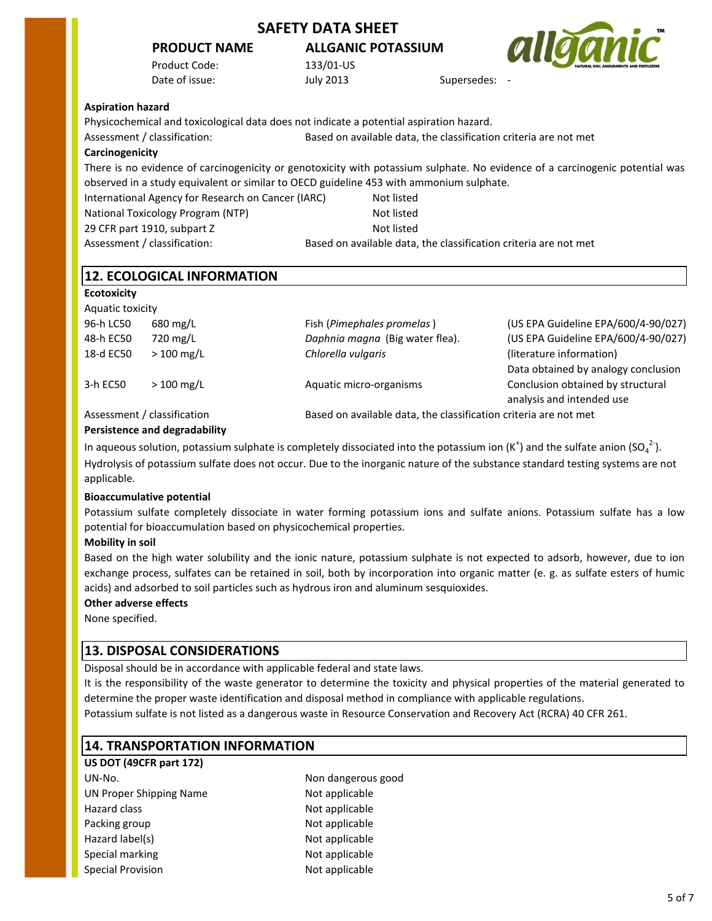**SAFETY DATA SHEET**

**PRODUCT NAME** **ALLGANIC POTASSIUM**

Product Code: 133/01-US

Date of issue: July 2013 Supersedes: -

**Aspiration hazard**

Physicochemical and toxicological data does not indicate a potential aspiration hazard.

Assessment / classification: Based on available data, the classification criteria are not met

**Carcinogenicity**

There is no evidence of carcinogenicity or genotoxicity with potassium sulphate. No evidence of a carcinogenic potential was observed in a study equivalent or similar to OECD guideline 453 with ammonium sulphate.

| | |
|---|---|
| International Agency for Research on Cancer (IARC) | Not listed |
| National Toxicology Program (NTP) | Not listed |
| 29 CFR part 1910, subpart Z | Not listed |
| Assessment / classification: | Based on available data, the classification criteria are not met |

## 12. ECOLOGICAL INFORMATION

**Ecotoxicity**

Aquatic toxicity

| | | | |
|---|---|---|---|
| 96-h LC50 | 680 mg/L | Fish (*Pimephales promelas*) | (US EPA Guideline EPA/600/4-90/027) |
| 48-h EC50 | 720 mg/L | *Daphnia magna* (Big water flea). | (US EPA Guideline EPA/600/4-90/027) |
| 18-d EC50 | > 100 mg/L | *Chlorella vulgaris* | (literature information) Data obtained by analogy conclusion |
| 3-h EC50 | > 100 mg/L | Aquatic micro-organisms | Conclusion obtained by structural analysis and intended use |

Assessment / classification: Based on available data, the classification criteria are not met

**Persistence and degradability**

In aqueous solution, potassium sulphate is completely dissociated into the potassium ion ($K^+$) and the sulfate anion ($SO_4^{2-}$). Hydrolysis of potassium sulfate does not occur. Due to the inorganic nature of the substance standard testing systems are not applicable.

**Bioaccumulative potential**

Potassium sulfate completely dissociate in water forming potassium ions and sulfate anions. Potassium sulfate has a low potential for bioaccumulation based on physicochemical properties.

**Mobility in soil**

Based on the high water solubility and the ionic nature, potassium sulphate is not expected to adsorb, however, due to ion exchange process, sulfates can be retained in soil, both by incorporation into organic matter (e. g. as sulfate esters of humic acids) and adsorbed to soil particles such as hydrous iron and aluminum sesquioxides.

**Other adverse effects**

None specified.

## 13. DISPOSAL CONSIDERATIONS

Disposal should be in accordance with applicable federal and state laws.

It is the responsibility of the waste generator to determine the toxicity and physical properties of the material generated to determine the proper waste identification and disposal method in compliance with applicable regulations.

Potassium sulfate is not listed as a dangerous waste in Resource Conservation and Recovery Act (RCRA) 40 CFR 261.

## 14. TRANSPORTATION INFORMATION

**US DOT (49CFR part 172)**

| | |
|---|---|
| UN-No. | Non dangerous good |
| UN Proper Shipping Name | Not applicable |
| Hazard class | Not applicable |
| Packing group | Not applicable |
| Hazard label(s) | Not applicable |
| Special marking | Not applicable |
| Special Provision | Not applicable |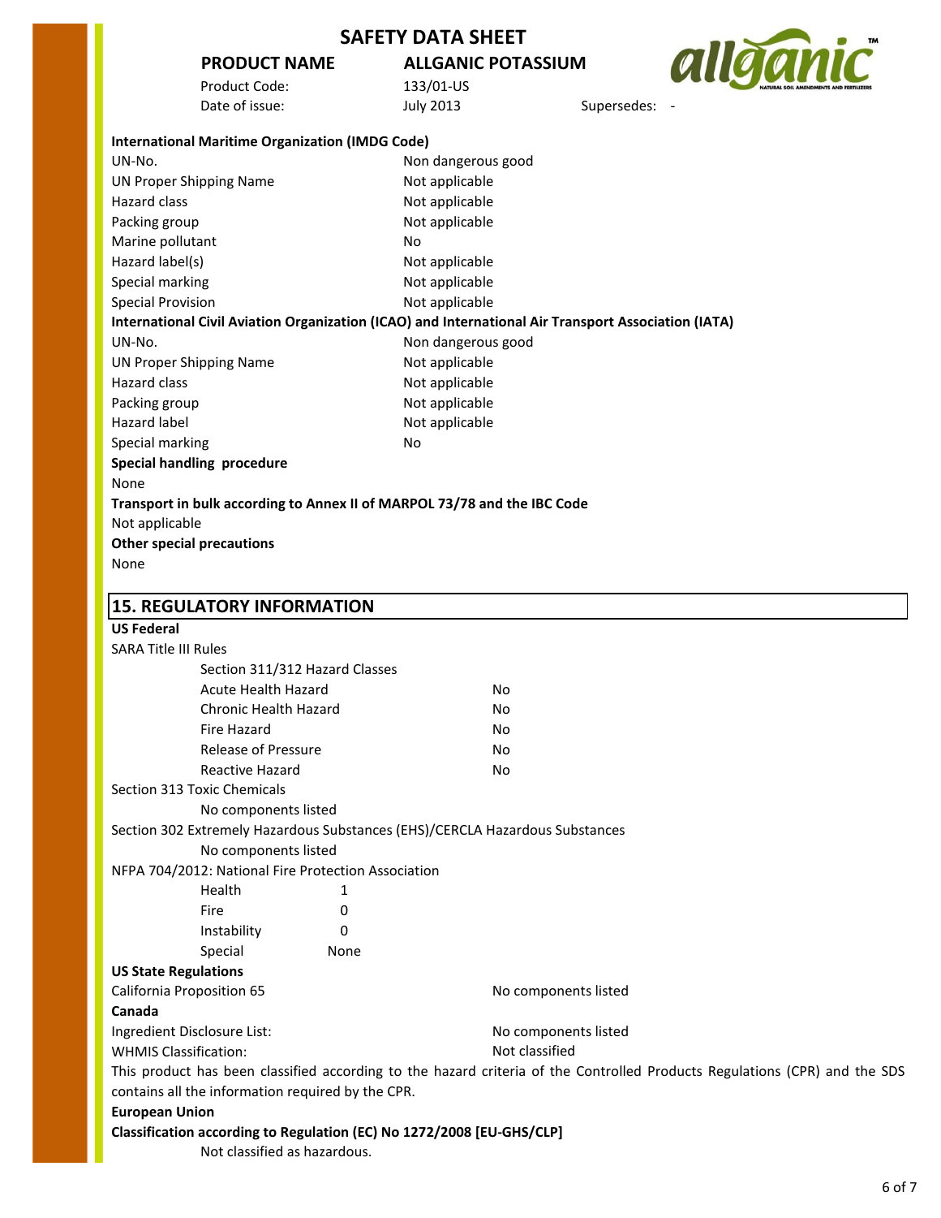# SAFETY DATA SHEET

**PRODUCT NAME** **ALLGANIC POTASSIUM**

Product Code: 133/01-US

Date of issue: July 2013 Supersedes: -

**International Maritime Organization (IMDG Code)**

| | |
|---|---|
| UN-No. | Non dangerous good |
| UN Proper Shipping Name | Not applicable |
| Hazard class | Not applicable |
| Packing group | Not applicable |
| Marine pollutant | No |
| Hazard label(s) | Not applicable |
| Special marking | Not applicable |
| Special Provision | Not applicable |

**International Civil Aviation Organization (ICAO) and International Air Transport Association (IATA)**

| | |
|---|---|
| UN-No. | Non dangerous good |
| UN Proper Shipping Name | Not applicable |
| Hazard class | Not applicable |
| Packing group | Not applicable |
| Hazard label | Not applicable |
| Special marking | No |

**Special handling procedure**

None

**Transport in bulk according to Annex II of MARPOL 73/78 and the IBC Code**

Not applicable

**Other special precautions**

None

## 15. REGULATORY INFORMATION

**US Federal**

SARA Title III Rules

Section 311/312 Hazard Classes

| | |
|---|---|
| Acute Health Hazard | No |
| Chronic Health Hazard | No |
| Fire Hazard | No |
| Release of Pressure | No |
| Reactive Hazard | No |

Section 313 Toxic Chemicals

No components listed

Section 302 Extremely Hazardous Substances (EHS)/CERCLA Hazardous Substances

No components listed

NFPA 704/2012: National Fire Protection Association

| | |
|---|---|
| Health | 1 |
| Fire | 0 |
| Instability | 0 |
| Special | None |

**US State Regulations**

California Proposition 65 — No components listed

**Canada**

Ingredient Disclosure List: — No components listed

WHMIS Classification: — Not classified

This product has been classified according to the hazard criteria of the Controlled Products Regulations (CPR) and the SDS contains all the information required by the CPR.

**European Union**

**Classification according to Regulation (EC) No 1272/2008 [EU-GHS/CLP]**

Not classified as hazardous.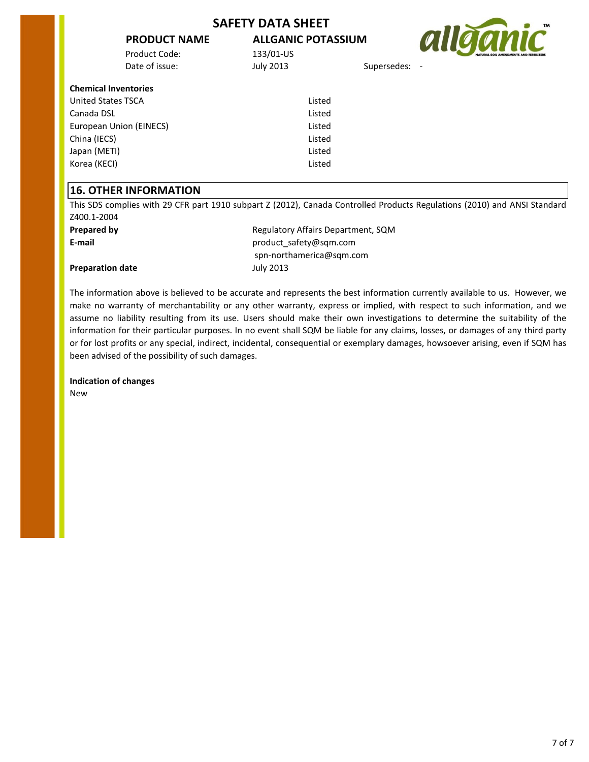# SAFETY DATA SHEET

| | | | |
|---|---|---|---|
| **PRODUCT NAME** | **ALLGANIC POTASSIUM** | | |
| Product Code: | 133/01-US | | |
| Date of issue: | July 2013 | Supersedes: | - |

**Chemical Inventories**

| | |
|---|---|
| United States TSCA | Listed |
| Canada DSL | Listed |
| European Union (EINECS) | Listed |
| China (IECS) | Listed |
| Japan (METI) | Listed |
| Korea (KECI) | Listed |

## 16. OTHER INFORMATION

This SDS complies with 29 CFR part 1910 subpart Z (2012), Canada Controlled Products Regulations (2010) and ANSI Standard Z400.1-2004

| | |
|---|---|
| **Prepared by** | Regulatory Affairs Department, SQM |
| **E-mail** | product_safety@sqm.com<br>spn-northamerica@sqm.com |
| **Preparation date** | July 2013 |

The information above is believed to be accurate and represents the best information currently available to us. However, we make no warranty of merchantability or any other warranty, express or implied, with respect to such information, and we assume no liability resulting from its use. Users should make their own investigations to determine the suitability of the information for their particular purposes. In no event shall SQM be liable for any claims, losses, or damages of any third party or for lost profits or any special, indirect, incidental, consequential or exemplary damages, howsoever arising, even if SQM has been advised of the possibility of such damages.

**Indication of changes**

New